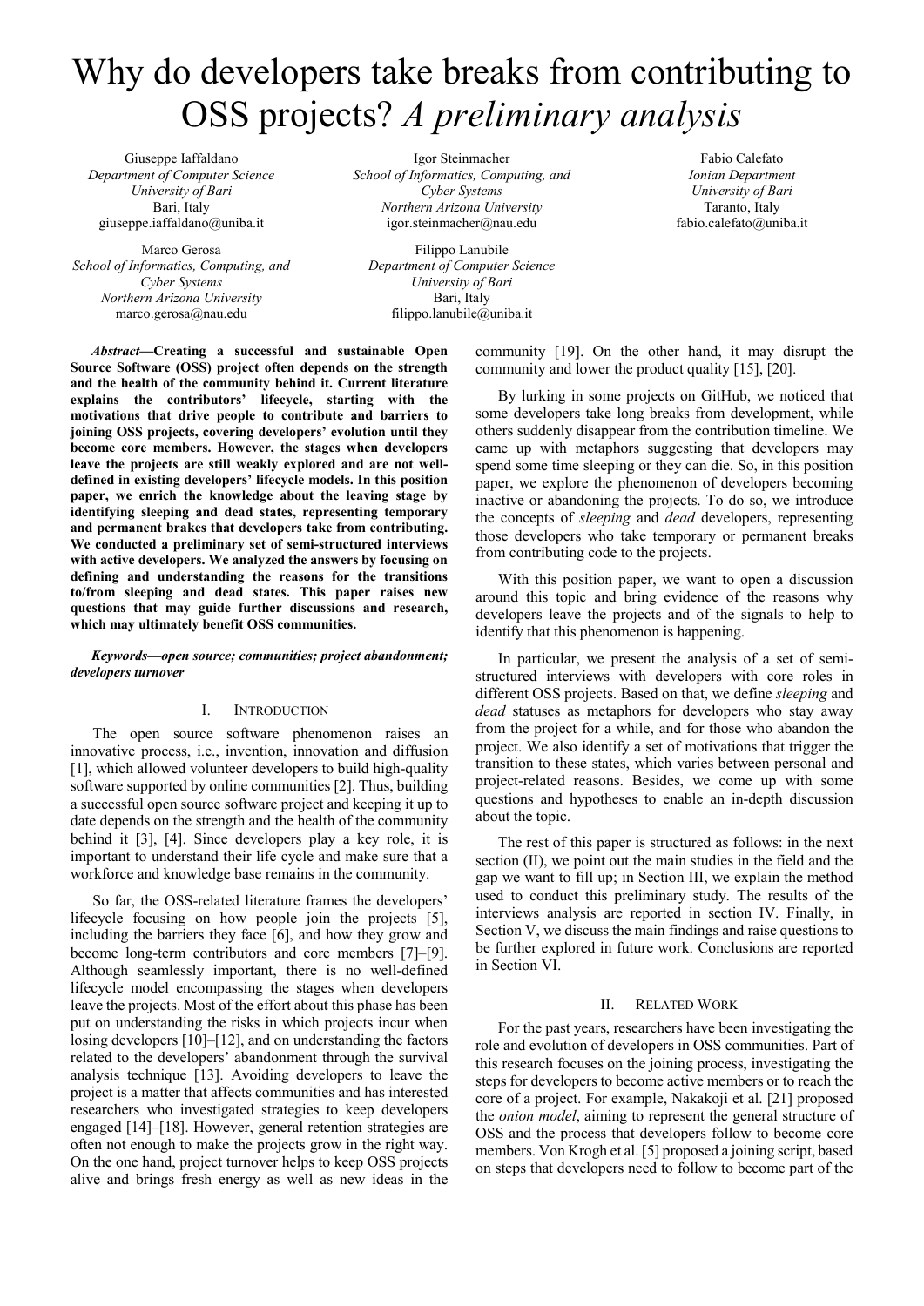# Why do developers take breaks from contributing to OSS projects? *A preliminary analysis*

Giuseppe Iaffaldano
*Department of Computer Science*
*University of Bari*
Bari, Italy
giuseppe.iaffaldano@uniba.it

Igor Steinmacher
*School of Informatics, Computing, and Cyber Systems*
*Northern Arizona University*
igor.steinmacher@nau.edu

Fabio Calefato
*Ionian Department*
*University of Bari*
Taranto, Italy
fabio.calefato@uniba.it

Marco Gerosa
*School of Informatics, Computing, and Cyber Systems*
*Northern Arizona University*
marco.gerosa@nau.edu

Filippo Lanubile
*Department of Computer Science*
*University of Bari*
Bari, Italy
filippo.lanubile@uniba.it

***Abstract*—Creating a successful and sustainable Open Source Software (OSS) project often depends on the strength and the health of the community behind it. Current literature explains the contributors' lifecycle, starting with the motivations that drive people to contribute and barriers to joining OSS projects, covering developers' evolution until they become core members. However, the stages when developers leave the projects are still weakly explored and are not well-defined in existing developers' lifecycle models. In this position paper, we enrich the knowledge about the leaving stage by identifying sleeping and dead states, representing temporary and permanent brakes that developers take from contributing. We conducted a preliminary set of semi-structured interviews with active developers. We analyzed the answers by focusing on defining and understanding the reasons for the transitions to/from sleeping and dead states. This paper raises new questions that may guide further discussions and research, which may ultimately benefit OSS communities.**

***Keywords*—open source; communities; project abandonment; developers turnover**

## I. Introduction

The open source software phenomenon raises an innovative process, i.e., invention, innovation and diffusion [1], which allowed volunteer developers to build high-quality software supported by online communities [2]. Thus, building a successful open source software project and keeping it up to date depends on the strength and the health of the community behind it [3], [4]. Since developers play a key role, it is important to understand their life cycle and make sure that a workforce and knowledge base remains in the community.

So far, the OSS-related literature frames the developers' lifecycle focusing on how people join the projects [5], including the barriers they face [6], and how they grow and become long-term contributors and core members [7]–[9]. Although seamlessly important, there is no well-defined lifecycle model encompassing the stages when developers leave the projects. Most of the effort about this phase has been put on understanding the risks in which projects incur when losing developers [10]–[12], and on understanding the factors related to the developers' abandonment through the survival analysis technique [13]. Avoiding developers to leave the project is a matter that affects communities and has interested researchers who investigated strategies to keep developers engaged [14]–[18]. However, general retention strategies are often not enough to make the projects grow in the right way. On the one hand, project turnover helps to keep OSS projects alive and brings fresh energy as well as new ideas in the community [19]. On the other hand, it may disrupt the community and lower the product quality [15], [20].

By lurking in some projects on GitHub, we noticed that some developers take long breaks from development, while others suddenly disappear from the contribution timeline. We came up with metaphors suggesting that developers may spend some time sleeping or they can die. So, in this position paper, we explore the phenomenon of developers becoming inactive or abandoning the projects. To do so, we introduce the concepts of *sleeping* and *dead* developers, representing those developers who take temporary or permanent breaks from contributing code to the projects.

With this position paper, we want to open a discussion around this topic and bring evidence of the reasons why developers leave the projects and of the signals to help to identify that this phenomenon is happening.

In particular, we present the analysis of a set of semi-structured interviews with developers with core roles in different OSS projects. Based on that, we define *sleeping* and *dead* statuses as metaphors for developers who stay away from the project for a while, and for those who abandon the project. We also identify a set of motivations that trigger the transition to these states, which varies between personal and project-related reasons. Besides, we come up with some questions and hypotheses to enable an in-depth discussion about the topic.

The rest of this paper is structured as follows: in the next section (II), we point out the main studies in the field and the gap we want to fill up; in Section III, we explain the method used to conduct this preliminary study. The results of the interviews analysis are reported in section IV. Finally, in Section V, we discuss the main findings and raise questions to be further explored in future work. Conclusions are reported in Section VI.

## II. Related Work

For the past years, researchers have been investigating the role and evolution of developers in OSS communities. Part of this research focuses on the joining process, investigating the steps for developers to become active members or to reach the core of a project. For example, Nakakoji et al. [21] proposed the *onion model*, aiming to represent the general structure of OSS and the process that developers follow to become core members. Von Krogh et al. [5] proposed a joining script, based on steps that developers need to follow to become part of the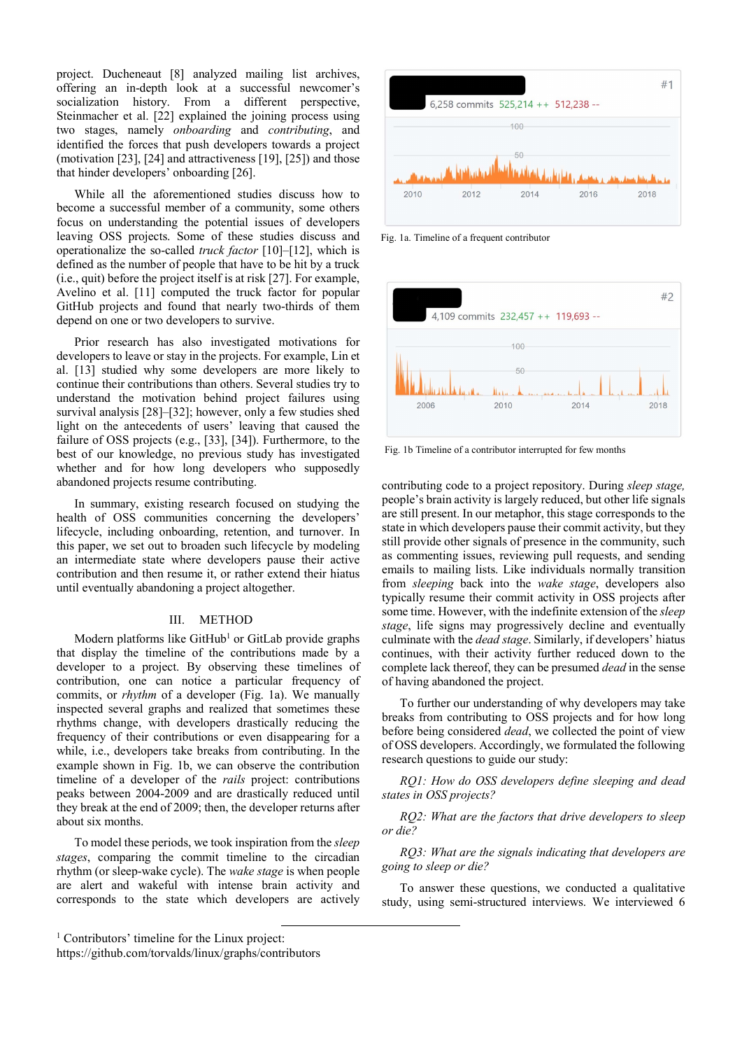project. Ducheneaut [8] analyzed mailing list archives, offering an in-depth look at a successful newcomer's socialization history. From a different perspective, Steinmacher et al. [22] explained the joining process using two stages, namely *onboarding* and *contributing*, and identified the forces that push developers towards a project (motivation [23], [24] and attractiveness [19], [25]) and those that hinder developers' onboarding [26].

While all the aforementioned studies discuss how to become a successful member of a community, some others focus on understanding the potential issues of developers leaving OSS projects. Some of these studies discuss and operationalize the so-called *truck factor* [10]–[12], which is defined as the number of people that have to be hit by a truck (i.e., quit) before the project itself is at risk [27]. For example, Avelino et al. [11] computed the truck factor for popular GitHub projects and found that nearly two-thirds of them depend on one or two developers to survive.

Prior research has also investigated motivations for developers to leave or stay in the projects. For example, Lin et al. [13] studied why some developers are more likely to continue their contributions than others. Several studies try to understand the motivation behind project failures using survival analysis [28]–[32]; however, only a few studies shed light on the antecedents of users' leaving that caused the failure of OSS projects (e.g., [33], [34]). Furthermore, to the best of our knowledge, no previous study has investigated whether and for how long developers who supposedly abandoned projects resume contributing.

In summary, existing research focused on studying the health of OSS communities concerning the developers' lifecycle, including onboarding, retention, and turnover. In this paper, we set out to broaden such lifecycle by modeling an intermediate state where developers pause their active contribution and then resume it, or rather extend their hiatus until eventually abandoning a project altogether.

## III. METHOD

Modern platforms like GitHub[1] or GitLab provide graphs that display the timeline of the contributions made by a developer to a project. By observing these timelines of contribution, one can notice a particular frequency of commits, or *rhythm* of a developer (Fig. 1a). We manually inspected several graphs and realized that sometimes these rhythms change, with developers drastically reducing the frequency of their contributions or even disappearing for a while, i.e., developers take breaks from contributing. In the example shown in Fig. 1b, we can observe the contribution timeline of a developer of the *rails* project: contributions peaks between 2004-2009 and are drastically reduced until they break at the end of 2009; then, the developer returns after about six months.

To model these periods, we took inspiration from the *sleep stages*, comparing the commit timeline to the circadian rhythm (or sleep-wake cycle). The *wake stage* is when people are alert and wakeful with intense brain activity and corresponds to the state which developers are actively contributing code to a project repository. During *sleep stage,* people's brain activity is largely reduced, but other life signals are still present. In our metaphor, this stage corresponds to the state in which developers pause their commit activity, but they still provide other signals of presence in the community, such as commenting issues, reviewing pull requests, and sending emails to mailing lists. Like individuals normally transition from *sleeping* back into the *wake stage*, developers also typically resume their commit activity in OSS projects after some time. However, with the indefinite extension of the *sleep stage*, life signs may progressively decline and eventually culminate with the *dead stage*. Similarly, if developers' hiatus continues, with their activity further reduced down to the complete lack thereof, they can be presumed *dead* in the sense of having abandoned the project.

Fig. 1a. Timeline of a frequent contributor

Fig. 1b Timeline of a contributor interrupted for few months

To further our understanding of why developers may take breaks from contributing to OSS projects and for how long before being considered *dead*, we collected the point of view of OSS developers. Accordingly, we formulated the following research questions to guide our study:

*RQ1: How do OSS developers define sleeping and dead states in OSS projects?*

*RQ2: What are the factors that drive developers to sleep or die?*

*RQ3: What are the signals indicating that developers are going to sleep or die?*

To answer these questions, we conducted a qualitative study, using semi-structured interviews. We interviewed 6

[1] Contributors' timeline for the Linux project: https://github.com/torvalds/linux/graphs/contributors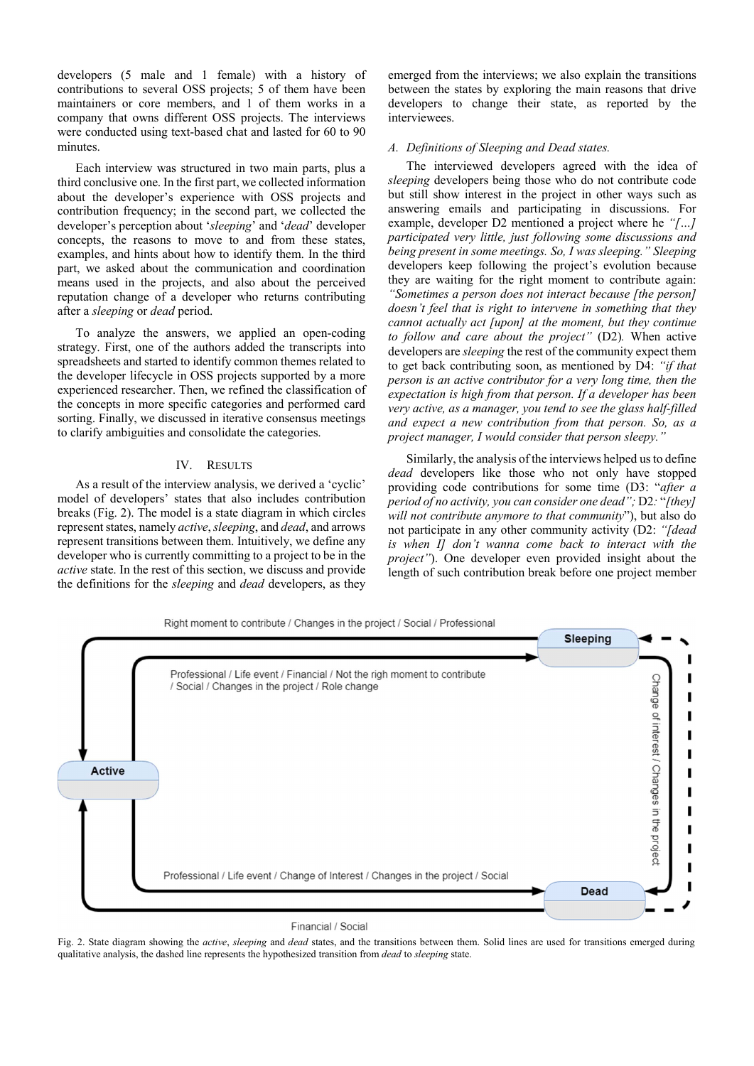developers (5 male and 1 female) with a history of contributions to several OSS projects; 5 of them have been maintainers or core members, and 1 of them works in a company that owns different OSS projects. The interviews were conducted using text-based chat and lasted for 60 to 90 minutes.

Each interview was structured in two main parts, plus a third conclusive one. In the first part, we collected information about the developer's experience with OSS projects and contribution frequency; in the second part, we collected the developer's perception about '*sleeping*' and '*dead*' developer concepts, the reasons to move to and from these states, examples, and hints about how to identify them. In the third part, we asked about the communication and coordination means used in the projects, and also about the perceived reputation change of a developer who returns contributing after a *sleeping* or *dead* period.

To analyze the answers, we applied an open-coding strategy. First, one of the authors added the transcripts into spreadsheets and started to identify common themes related to the developer lifecycle in OSS projects supported by a more experienced researcher. Then, we refined the classification of the concepts in more specific categories and performed card sorting. Finally, we discussed in iterative consensus meetings to clarify ambiguities and consolidate the categories.

## IV. RESULTS

As a result of the interview analysis, we derived a 'cyclic' model of developers' states that also includes contribution breaks (Fig. 2). The model is a state diagram in which circles represent states, namely *active*, *sleeping*, and *dead*, and arrows represent transitions between them. Intuitively, we define any developer who is currently committing to a project to be in the *active* state. In the rest of this section, we discuss and provide the definitions for the *sleeping* and *dead* developers, as they emerged from the interviews; we also explain the transitions between the states by exploring the main reasons that drive developers to change their state, as reported by the interviewees.

### *A. Definitions of Sleeping and Dead states.*

The interviewed developers agreed with the idea of *sleeping* developers being those who do not contribute code but still show interest in the project in other ways such as answering emails and participating in discussions. For example, developer D2 mentioned a project where he *"[…] participated very little, just following some discussions and being present in some meetings. So, I was sleeping." Sleeping* developers keep following the project's evolution because they are waiting for the right moment to contribute again: *"Sometimes a person does not interact because [the person] doesn't feel that is right to intervene in something that they cannot actually act [upon] at the moment, but they continue to follow and care about the project"* (D2). When active developers are *sleeping* the rest of the community expect them to get back contributing soon, as mentioned by D4: *"if that person is an active contributor for a very long time, then the expectation is high from that person. If a developer has been very active, as a manager, you tend to see the glass half-filled and expect a new contribution from that person. So, as a project manager, I would consider that person sleepy."*

Similarly, the analysis of the interviews helped us to define *dead* developers like those who not only have stopped providing code contributions for some time (D3: "*after a period of no activity, you can consider one dead"*; D2*:* "*[they] will not contribute anymore to that community*"), but also do not participate in any other community activity (D2: *"[dead is when I] don't wanna come back to interact with the project"*). One developer even provided insight about the length of such contribution break before one project member

Fig. 2. State diagram showing the *active*, *sleeping* and *dead* states, and the transitions between them. Solid lines are used for transitions emerged during qualitative analysis, the dashed line represents the hypothesized transition from *dead* to *sleeping* state.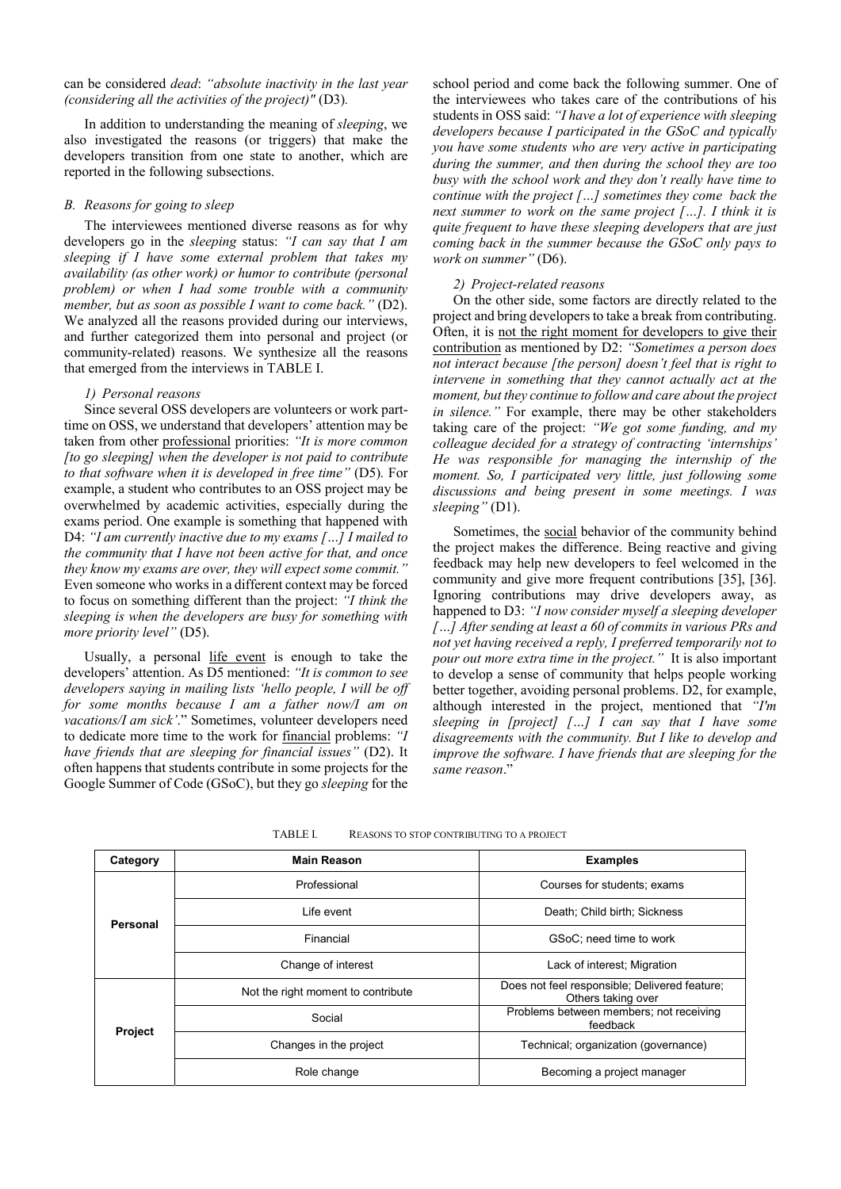can be considered *dead*: *"absolute inactivity in the last year (considering all the activities of the project)"* (D3).

In addition to understanding the meaning of *sleeping*, we also investigated the reasons (or triggers) that make the developers transition from one state to another, which are reported in the following subsections.

### B. Reasons for going to sleep

The interviewees mentioned diverse reasons as for why developers go in the *sleeping* status: *"I can say that I am sleeping if I have some external problem that takes my availability (as other work) or humor to contribute (personal problem) or when I had some trouble with a community member, but as soon as possible I want to come back."* (D2). We analyzed all the reasons provided during our interviews, and further categorized them into personal and project (or community-related) reasons. We synthesize all the reasons that emerged from the interviews in TABLE I.

#### 1) Personal reasons

Since several OSS developers are volunteers or work part-time on OSS, we understand that developers' attention may be taken from other professional priorities: *"It is more common [to go sleeping] when the developer is not paid to contribute to that software when it is developed in free time"* (D5). For example, a student who contributes to an OSS project may be overwhelmed by academic activities, especially during the exams period. One example is something that happened with D4: *"I am currently inactive due to my exams […] I mailed to the community that I have not been active for that, and once they know my exams are over, they will expect some commit."* Even someone who works in a different context may be forced to focus on something different than the project: *"I think the sleeping is when the developers are busy for something with more priority level"* (D5).

Usually, a personal life event is enough to take the developers' attention. As D5 mentioned: *"It is common to see developers saying in mailing lists 'hello people, I will be off for some months because I am a father now/I am on vacations/I am sick'*." Sometimes, volunteer developers need to dedicate more time to the work for financial problems: *"I have friends that are sleeping for financial issues"* (D2). It often happens that students contribute in some projects for the Google Summer of Code (GSoC), but they go *sleeping* for the school period and come back the following summer. One of the interviewees who takes care of the contributions of his students in OSS said: *"I have a lot of experience with sleeping developers because I participated in the GSoC and typically you have some students who are very active in participating during the summer, and then during the school they are too busy with the school work and they don't really have time to continue with the project […] sometimes they come back the next summer to work on the same project […]. I think it is quite frequent to have these sleeping developers that are just coming back in the summer because the GSoC only pays to work on summer"* (D6).

#### 2) Project-related reasons

On the other side, some factors are directly related to the project and bring developers to take a break from contributing. Often, it is not the right moment for developers to give their contribution as mentioned by D2: *"Sometimes a person does not interact because [the person] doesn't feel that is right to intervene in something that they cannot actually act at the moment, but they continue to follow and care about the project in silence."* For example, there may be other stakeholders taking care of the project: *"We got some funding, and my colleague decided for a strategy of contracting 'internships' He was responsible for managing the internship of the moment. So, I participated very little, just following some discussions and being present in some meetings. I was sleeping"* (D1).

Sometimes, the social behavior of the community behind the project makes the difference. Being reactive and giving feedback may help new developers to feel welcomed in the community and give more frequent contributions [35], [36]. Ignoring contributions may drive developers away, as happened to D3: *"I now consider myself a sleeping developer […] After sending at least a 60 of commits in various PRs and not yet having received a reply, I preferred temporarily not to pour out more extra time in the project."* It is also important to develop a sense of community that helps people working better together, avoiding personal problems. D2, for example, although interested in the project, mentioned that *"I'm sleeping in [project] […] I can say that I have some disagreements with the community. But I like to develop and improve the software. I have friends that are sleeping for the same reason*."

TABLE I. REASONS TO STOP CONTRIBUTING TO A PROJECT

| Category | Main Reason | Examples |
|---|---|---|
| Personal | Professional | Courses for students; exams |
| | Life event | Death; Child birth; Sickness |
| | Financial | GSoC; need time to work |
| | Change of interest | Lack of interest; Migration |
| Project | Not the right moment to contribute | Does not feel responsible; Delivered feature; Others taking over |
| | Social | Problems between members; not receiving feedback |
| | Changes in the project | Technical; organization (governance) |
| | Role change | Becoming a project manager |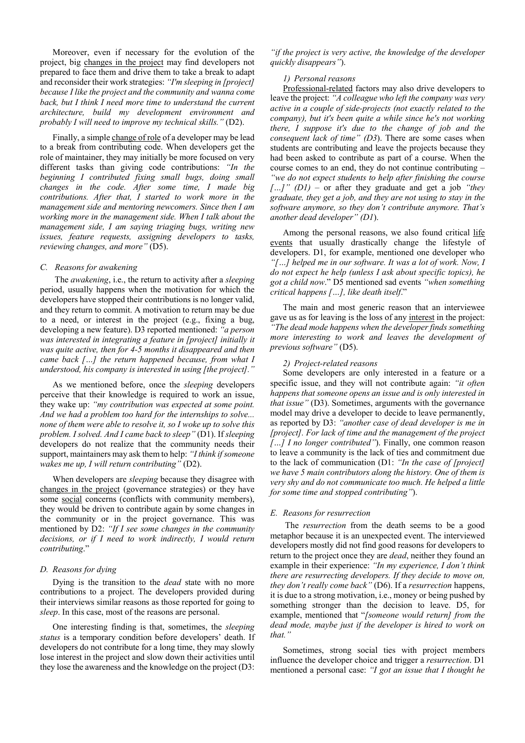Moreover, even if necessary for the evolution of the project, big changes in the project may find developers not prepared to face them and drive them to take a break to adapt and reconsider their work strategies: *"I'm sleeping in [project] because I like the project and the community and wanna come back, but I think I need more time to understand the current architecture, build my development environment and probably I will need to improve my technical skills."* (D2).

Finally, a simple change of role of a developer may be lead to a break from contributing code. When developers get the role of maintainer, they may initially be more focused on very different tasks than giving code contributions: *"In the beginning I contributed fixing small bugs, doing small changes in the code. After some time, I made big contributions. After that, I started to work more in the management side and mentoring newcomers. Since then I am working more in the management side. When I talk about the management side, I am saying triaging bugs, writing new issues, feature requests, assigning developers to tasks, reviewing changes, and more"* (D5).

### C. Reasons for awakening

The *awakening*, i.e., the return to activity after a *sleeping* period, usually happens when the motivation for which the developers have stopped their contributions is no longer valid, and they return to commit. A motivation to return may be due to a need, or interest in the project (e.g., fixing a bug, developing a new feature). D3 reported mentioned: *"a person was interested in integrating a feature in [project] initially it was quite active, then for 4-5 months it disappeared and then came back […] the return happened because, from what I understood, his company is interested in using [the project]."*

As we mentioned before, once the *sleeping* developers perceive that their knowledge is required to work an issue, they wake up: *"my contribution was expected at some point. And we had a problem too hard for the internships to solve... none of them were able to resolve it, so I woke up to solve this problem. I solved. And I came back to sleep"* (D1). If *sleeping* developers do not realize that the community needs their support, maintainers may ask them to help: *"I think if someone wakes me up, I will return contributing"* (D2).

When developers are *sleeping* because they disagree with changes in the project (governance strategies) or they have some social concerns (conflicts with community members), they would be driven to contribute again by some changes in the community or in the project governance. This was mentioned by D2: *"If I see some changes in the community decisions, or if I need to work indirectly, I would return contributing*."

### D. Reasons for dying

Dying is the transition to the *dead* state with no more contributions to a project. The developers provided during their interviews similar reasons as those reported for going to *sleep*. In this case, most of the reasons are personal.

One interesting finding is that, sometimes, the *sleeping status* is a temporary condition before developers' death. If developers do not contribute for a long time, they may slowly lose interest in the project and slow down their activities until they lose the awareness and the knowledge on the project (D3: *"if the project is very active, the knowledge of the developer quickly disappears"*).

#### 1) Personal reasons

Professional-related factors may also drive developers to leave the project: *"A colleague who left the company was very active in a couple of side-projects (not exactly related to the company), but it's been quite a while since he's not working there, I suppose it's due to the change of job and the consequent lack of time" (D3)*. There are some cases when students are contributing and leave the projects because they had been asked to contribute as part of a course. When the course comes to an end, they do not continue contributing – *"we do not expect students to help after finishing the course […]" (D1)* – or after they graduate and get a job *"they graduate, they get a job, and they are not using to stay in the software anymore, so they don't contribute anymore. That's another dead developer" (D1)*.

Among the personal reasons, we also found critical life events that usually drastically change the lifestyle of developers. D1, for example, mentioned one developer who *"[…] helped me in our software. It was a lot of work. Now, I do not expect he help (unless I ask about specific topics), he got a child now*." D5 mentioned sad events *"when something critical happens […], like death itself*."

The main and most generic reason that an interviewee gave us as for leaving is the loss of any interest in the project: *"The dead mode happens when the developer finds something more interesting to work and leaves the development of previous software"* (D5).

#### 2) Project-related reasons

Some developers are only interested in a feature or a specific issue, and they will not contribute again: *"it often happens that someone opens an issue and is only interested in that issue"* (D3). Sometimes, arguments with the governance model may drive a developer to decide to leave permanently, as reported by D3: *"another case of dead developer is me in [project]. For lack of time and the management of the project […] I no longer contributed"*). Finally, one common reason to leave a community is the lack of ties and commitment due to the lack of communication (D1: *"In the case of [project] we have 5 main contributors along the history. One of them is very shy and do not communicate too much. He helped a little for some time and stopped contributing"*).

### E. Reasons for resurrection

The *resurrection* from the death seems to be a good metaphor because it is an unexpected event. The interviewed developers mostly did not find good reasons for developers to return to the project once they are *dead*, neither they found an example in their experience: *"In my experience, I don't think there are resurrecting developers. If they decide to move on, they don't really come back"* (D6). If a *resurrection* happens, it is due to a strong motivation, i.e., money or being pushed by something stronger than the decision to leave. D5, for example, mentioned that "*[someone would return] from the dead mode, maybe just if the developer is hired to work on that."*

Sometimes, strong social ties with project members influence the developer choice and trigger a *resurrection*. D1 mentioned a personal case: *"I got an issue that I thought he*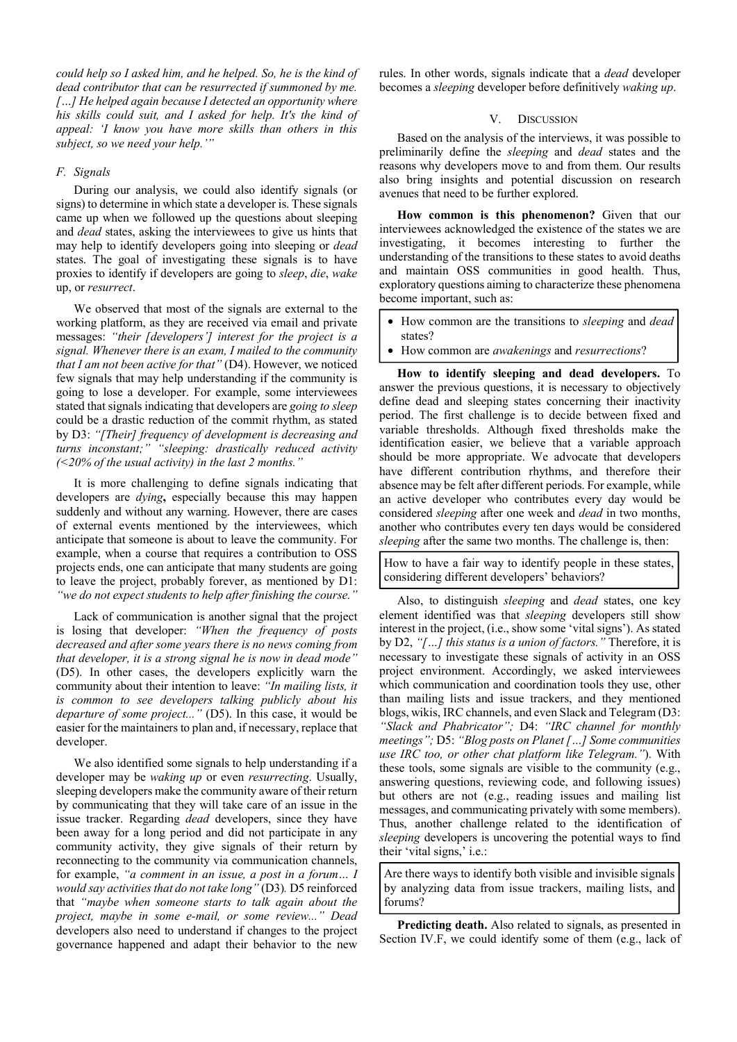*could help so I asked him, and he helped. So, he is the kind of dead contributor that can be resurrected if summoned by me. […] He helped again because I detected an opportunity where his skills could suit, and I asked for help. It's the kind of appeal: 'I know you have more skills than others in this subject, so we need your help.'"*

### *F. Signals*

During our analysis, we could also identify signals (or signs) to determine in which state a developer is. These signals came up when we followed up the questions about sleeping and *dead* states, asking the interviewees to give us hints that may help to identify developers going into sleeping or *dead* states. The goal of investigating these signals is to have proxies to identify if developers are going to *sleep*, *die*, *wake* up, or *resurrect*.

We observed that most of the signals are external to the working platform, as they are received via email and private messages: *"their [developers'] interest for the project is a signal. Whenever there is an exam, I mailed to the community that I am not been active for that"* (D4). However, we noticed few signals that may help understanding if the community is going to lose a developer. For example, some interviewees stated that signals indicating that developers are *going to sleep* could be a drastic reduction of the commit rhythm, as stated by D3: *"[Their] frequency of development is decreasing and turns inconstant;" "sleeping: drastically reduced activity (<20% of the usual activity) in the last 2 months."*

It is more challenging to define signals indicating that developers are *dying***,** especially because this may happen suddenly and without any warning. However, there are cases of external events mentioned by the interviewees, which anticipate that someone is about to leave the community. For example, when a course that requires a contribution to OSS projects ends, one can anticipate that many students are going to leave the project, probably forever, as mentioned by D1: *"we do not expect students to help after finishing the course."*

Lack of communication is another signal that the project is losing that developer: *"When the frequency of posts decreased and after some years there is no news coming from that developer, it is a strong signal he is now in dead mode"* (D5). In other cases, the developers explicitly warn the community about their intention to leave: *"In mailing lists, it is common to see developers talking publicly about his departure of some project..."* (D5). In this case, it would be easier for the maintainers to plan and, if necessary, replace that developer.

We also identified some signals to help understanding if a developer may be *waking up* or even *resurrecting*. Usually, sleeping developers make the community aware of their return by communicating that they will take care of an issue in the issue tracker. Regarding *dead* developers, since they have been away for a long period and did not participate in any community activity, they give signals of their return by reconnecting to the community via communication channels, for example, *"a comment in an issue, a post in a forum… I would say activities that do not take long"* (D3)*.* D5 reinforced that *"maybe when someone starts to talk again about the project, maybe in some e-mail, or some review..." Dead* developers also need to understand if changes to the project governance happened and adapt their behavior to the new rules. In other words, signals indicate that a *dead* developer becomes a *sleeping* developer before definitively *waking up*.

## V. DISCUSSION

Based on the analysis of the interviews, it was possible to preliminarily define the *sleeping* and *dead* states and the reasons why developers move to and from them. Our results also bring insights and potential discussion on research avenues that need to be further explored.

**How common is this phenomenon?** Given that our interviewees acknowledged the existence of the states we are investigating, it becomes interesting to further the understanding of the transitions to these states to avoid deaths and maintain OSS communities in good health. Thus, exploratory questions aiming to characterize these phenomena become important, such as:

- How common are the transitions to *sleeping* and *dead* states?
- How common are *awakenings* and *resurrections*?

**How to identify sleeping and dead developers.** To answer the previous questions, it is necessary to objectively define dead and sleeping states concerning their inactivity period. The first challenge is to decide between fixed and variable thresholds. Although fixed thresholds make the identification easier, we believe that a variable approach should be more appropriate. We advocate that developers have different contribution rhythms, and therefore their absence may be felt after different periods. For example, while an active developer who contributes every day would be considered *sleeping* after one week and *dead* in two months, another who contributes every ten days would be considered *sleeping* after the same two months. The challenge is, then:

> How to have a fair way to identify people in these states, considering different developers' behaviors?

Also, to distinguish *sleeping* and *dead* states, one key element identified was that *sleeping* developers still show interest in the project, (i.e., show some 'vital signs'). As stated by D2, *"[…] this status is a union of factors."* Therefore, it is necessary to investigate these signals of activity in an OSS project environment. Accordingly, we asked interviewees which communication and coordination tools they use, other than mailing lists and issue trackers, and they mentioned blogs, wikis, IRC channels, and even Slack and Telegram (D3: *"Slack and Phabricator";* D4: *"IRC channel for monthly meetings";* D5: *"Blog posts on Planet […] Some communities use IRC too, or other chat platform like Telegram."*). With these tools, some signals are visible to the community (e.g., answering questions, reviewing code, and following issues) but others are not (e.g., reading issues and mailing list messages, and communicating privately with some members). Thus, another challenge related to the identification of *sleeping* developers is uncovering the potential ways to find their 'vital signs,' i.e.:

> Are there ways to identify both visible and invisible signals by analyzing data from issue trackers, mailing lists, and forums?

**Predicting death.** Also related to signals, as presented in Section IV.F, we could identify some of them (e.g., lack of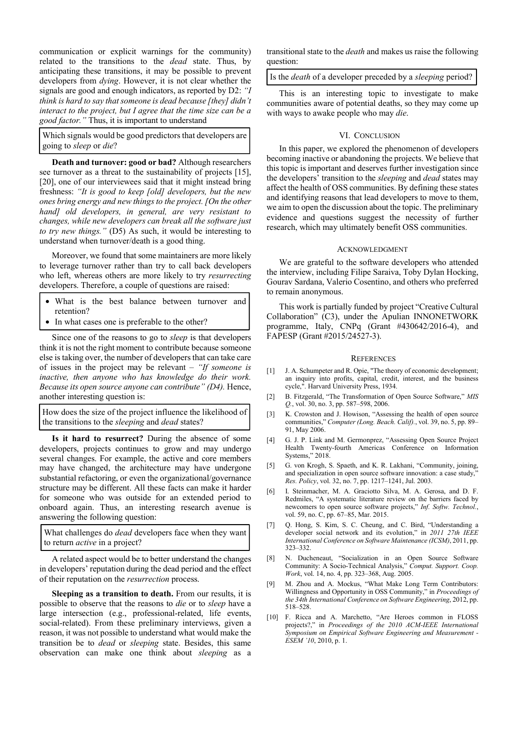communication or explicit warnings for the community) related to the transitions to the *dead* state. Thus, by anticipating these transitions, it may be possible to prevent developers from *dying*. However, it is not clear whether the signals are good and enough indicators, as reported by D2: *"I think is hard to say that someone is dead because [they] didn't interact to the project, but I agree that the time size can be a good factor."* Thus, it is important to understand

> Which signals would be good predictors that developers are going to *sleep* or *die*?

**Death and turnover: good or bad?** Although researchers see turnover as a threat to the sustainability of projects [15], [20], one of our interviewees said that it might instead bring freshness: *"It is good to keep [old] developers, but the new ones bring energy and new things to the project. [On the other hand] old developers, in general, are very resistant to changes, while new developers can break all the software just to try new things."* (D5) As such, it would be interesting to understand when turnover/death is a good thing.

Moreover, we found that some maintainers are more likely to leverage turnover rather than try to call back developers who left, whereas others are more likely to try *resurrecting* developers. Therefore, a couple of questions are raised:

> - What is the best balance between turnover and retention?
> - In what cases one is preferable to the other?

Since one of the reasons to go to *sleep* is that developers think it is not the right moment to contribute because someone else is taking over, the number of developers that can take care of issues in the project may be relevant – *"If someone is inactive, then anyone who has knowledge do their work. Because its open source anyone can contribute" (D4).* Hence, another interesting question is:

> How does the size of the project influence the likelihood of the transitions to the *sleeping* and *dead* states?

**Is it hard to resurrect?** During the absence of some developers, projects continues to grow and may undergo several changes. For example, the active and core members may have changed, the architecture may have undergone substantial refactoring, or even the organizational/governance structure may be different. All these facts can make it harder for someone who was outside for an extended period to onboard again. Thus, an interesting research avenue is answering the following question:

> What challenges do *dead* developers face when they want to return *active* in a project?

A related aspect would be to better understand the changes in developers' reputation during the dead period and the effect of their reputation on the *resurrection* process.

**Sleeping as a transition to death.** From our results, it is possible to observe that the reasons to *die* or to *sleep* have a large intersection (e.g., professional-related, life events, social-related). From these preliminary interviews, given a reason, it was not possible to understand what would make the transition be to *dead* or *sleeping* state. Besides, this same observation can make one think about *sleeping* as a transitional state to the *death* and makes us raise the following question:

> Is the *death* of a developer preceded by a *sleeping* period?

This is an interesting topic to investigate to make communities aware of potential deaths, so they may come up with ways to awake people who may *die*.

## VI. Conclusion

In this paper, we explored the phenomenon of developers becoming inactive or abandoning the projects. We believe that this topic is important and deserves further investigation since the developers' transition to the *sleeping* and *dead* states may affect the health of OSS communities. By defining these states and identifying reasons that lead developers to move to them, we aim to open the discussion about the topic. The preliminary evidence and questions suggest the necessity of further research, which may ultimately benefit OSS communities.

## Acknowledgment

We are grateful to the software developers who attended the interview, including Filipe Saraiva, Toby Dylan Hocking, Gourav Sardana, Valerio Cosentino, and others who preferred to remain anonymous.

This work is partially funded by project "Creative Cultural Collaboration" (C3), under the Apulian INNONETWORK programme, Italy, CNPq (Grant #430642/2016-4), and FAPESP (Grant #2015/24527-3).

## References

[1] J. A. Schumpeter and R. Opie, "The theory of economic development; an inquiry into profits, capital, credit, interest, and the business cycle,". Harvard University Press, 1934.

[2] B. Fitzgerald, "The Transformation of Open Source Software," *MIS Q.*, vol. 30, no. 3, pp. 587–598, 2006.

[3] K. Crowston and J. Howison, "Assessing the health of open source communities," *Computer (Long. Beach. Calif).*, vol. 39, no. 5, pp. 89–91, May 2006.

[4] G. J. P. Link and M. Germonprez, "Assessing Open Source Project Health Twenty-fourth Americas Conference on Information Systems," 2018.

[5] G. von Krogh, S. Spaeth, and K. R. Lakhani, "Community, joining, and specialization in open source software innovation: a case study," *Res. Policy*, vol. 32, no. 7, pp. 1217–1241, Jul. 2003.

[6] I. Steinmacher, M. A. Graciotto Silva, M. A. Gerosa, and D. F. Redmiles, "A systematic literature review on the barriers faced by newcomers to open source software projects," *Inf. Softw. Technol.*, vol. 59, no. C, pp. 67–85, Mar. 2015.

[7] Q. Hong, S. Kim, S. C. Cheung, and C. Bird, "Understanding a developer social network and its evolution," in *2011 27th IEEE International Conference on Software Maintenance (ICSM)*, 2011, pp. 323–332.

[8] N. Ducheneaut, "Socialization in an Open Source Software Community: A Socio-Technical Analysis," *Comput. Support. Coop. Work*, vol. 14, no. 4, pp. 323–368, Aug. 2005.

[9] M. Zhou and A. Mockus, "What Make Long Term Contributors: Willingness and Opportunity in OSS Community," in *Proceedings of the 34th International Conference on Software Engineering*, 2012, pp. 518–528.

[10] F. Ricca and A. Marchetto, "Are Heroes common in FLOSS projects?," in *Proceedings of the 2010 ACM-IEEE International Symposium on Empirical Software Engineering and Measurement - ESEM '10*, 2010, p. 1.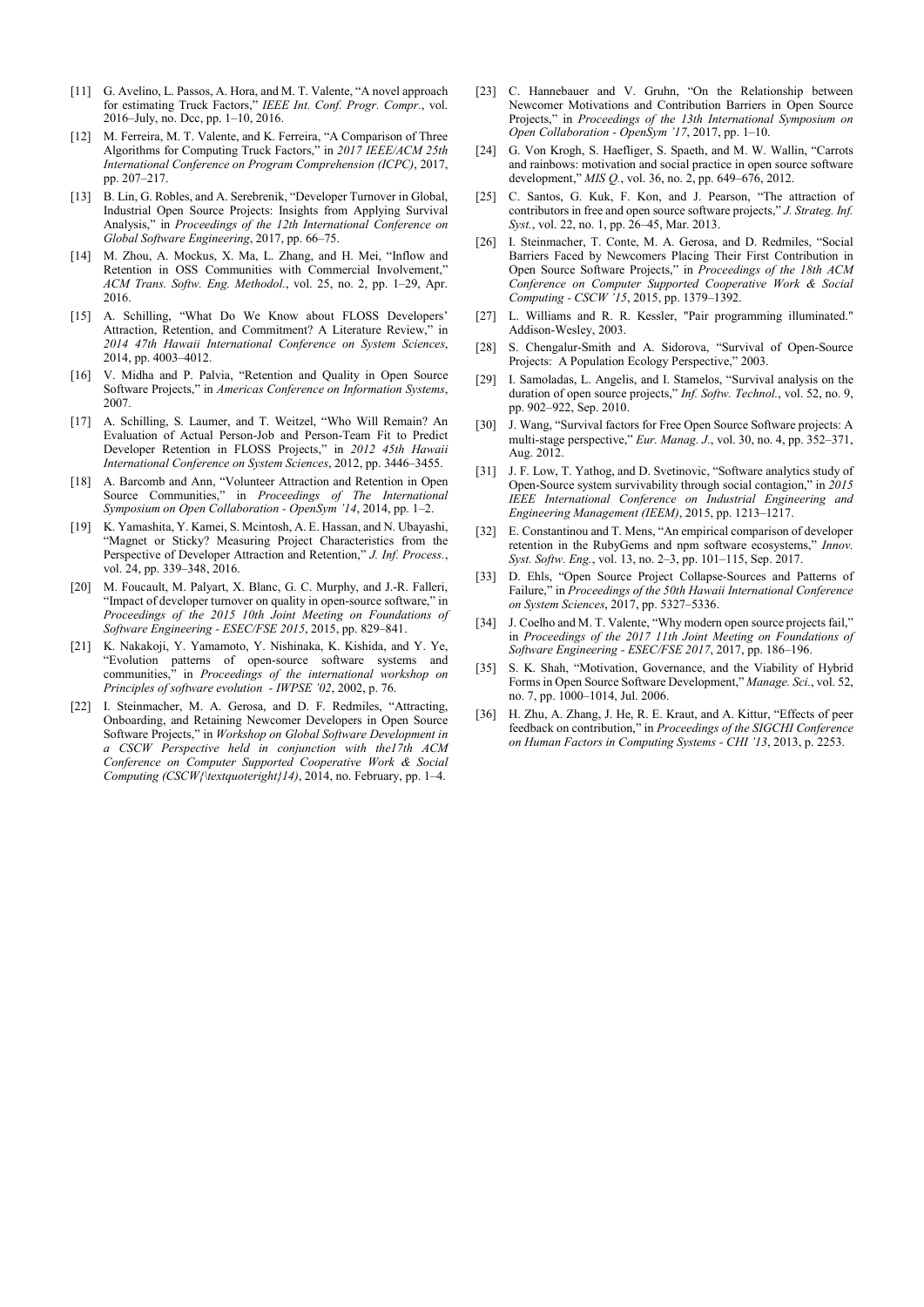[11] G. Avelino, L. Passos, A. Hora, and M. T. Valente, "A novel approach for estimating Truck Factors," *IEEE Int. Conf. Progr. Compr.*, vol. 2016–July, no. Dcc, pp. 1–10, 2016.

[12] M. Ferreira, M. T. Valente, and K. Ferreira, "A Comparison of Three Algorithms for Computing Truck Factors," in *2017 IEEE/ACM 25th International Conference on Program Comprehension (ICPC)*, 2017, pp. 207–217.

[13] B. Lin, G. Robles, and A. Serebrenik, "Developer Turnover in Global, Industrial Open Source Projects: Insights from Applying Survival Analysis," in *Proceedings of the 12th International Conference on Global Software Engineering*, 2017, pp. 66–75.

[14] M. Zhou, A. Mockus, X. Ma, L. Zhang, and H. Mei, "Inflow and Retention in OSS Communities with Commercial Involvement," *ACM Trans. Softw. Eng. Methodol.*, vol. 25, no. 2, pp. 1–29, Apr. 2016.

[15] A. Schilling, "What Do We Know about FLOSS Developers' Attraction, Retention, and Commitment? A Literature Review," in *2014 47th Hawaii International Conference on System Sciences*, 2014, pp. 4003–4012.

[16] V. Midha and P. Palvia, "Retention and Quality in Open Source Software Projects," in *Americas Conference on Information Systems*, 2007.

[17] A. Schilling, S. Laumer, and T. Weitzel, "Who Will Remain? An Evaluation of Actual Person-Job and Person-Team Fit to Predict Developer Retention in FLOSS Projects," in *2012 45th Hawaii International Conference on System Sciences*, 2012, pp. 3446–3455.

[18] A. Barcomb and Ann, "Volunteer Attraction and Retention in Open Source Communities," in *Proceedings of The International Symposium on Open Collaboration - OpenSym '14*, 2014, pp. 1–2.

[19] K. Yamashita, Y. Kamei, S. Mcintosh, A. E. Hassan, and N. Ubayashi, "Magnet or Sticky? Measuring Project Characteristics from the Perspective of Developer Attraction and Retention," *J. Inf. Process.*, vol. 24, pp. 339–348, 2016.

[20] M. Foucault, M. Palyart, X. Blanc, G. C. Murphy, and J.-R. Falleri, "Impact of developer turnover on quality in open-source software," in *Proceedings of the 2015 10th Joint Meeting on Foundations of Software Engineering - ESEC/FSE 2015*, 2015, pp. 829–841.

[21] K. Nakakoji, Y. Yamamoto, Y. Nishinaka, K. Kishida, and Y. Ye, "Evolution patterns of open-source software systems and communities," in *Proceedings of the international workshop on Principles of software evolution - IWPSE '02*, 2002, p. 76.

[22] I. Steinmacher, M. A. Gerosa, and D. F. Redmiles, "Attracting, Onboarding, and Retaining Newcomer Developers in Open Source Software Projects," in *Workshop on Global Software Development in a CSCW Perspective held in conjunction with the17th ACM Conference on Computer Supported Cooperative Work & Social Computing (CSCW{\textquoteright}14)*, 2014, no. February, pp. 1–4.

[23] C. Hannebauer and V. Gruhn, "On the Relationship between Newcomer Motivations and Contribution Barriers in Open Source Projects," in *Proceedings of the 13th International Symposium on Open Collaboration - OpenSym '17*, 2017, pp. 1–10.

[24] G. Von Krogh, S. Haefliger, S. Spaeth, and M. W. Wallin, "Carrots and rainbows: motivation and social practice in open source software development," *MIS Q.*, vol. 36, no. 2, pp. 649–676, 2012.

[25] C. Santos, G. Kuk, F. Kon, and J. Pearson, "The attraction of contributors in free and open source software projects," *J. Strateg. Inf. Syst.*, vol. 22, no. 1, pp. 26–45, Mar. 2013.

[26] I. Steinmacher, T. Conte, M. A. Gerosa, and D. Redmiles, "Social Barriers Faced by Newcomers Placing Their First Contribution in Open Source Software Projects," in *Proceedings of the 18th ACM Conference on Computer Supported Cooperative Work & Social Computing - CSCW '15*, 2015, pp. 1379–1392.

[27] L. Williams and R. R. Kessler, "Pair programming illuminated." Addison-Wesley, 2003.

[28] S. Chengalur-Smith and A. Sidorova, "Survival of Open-Source Projects: A Population Ecology Perspective," 2003.

[29] I. Samoladas, L. Angelis, and I. Stamelos, "Survival analysis on the duration of open source projects," *Inf. Softw. Technol.*, vol. 52, no. 9, pp. 902–922, Sep. 2010.

[30] J. Wang, "Survival factors for Free Open Source Software projects: A multi-stage perspective," *Eur. Manag. J.*, vol. 30, no. 4, pp. 352–371, Aug. 2012.

[31] J. F. Low, T. Yathog, and D. Svetinovic, "Software analytics study of Open-Source system survivability through social contagion," in *2015 IEEE International Conference on Industrial Engineering and Engineering Management (IEEM)*, 2015, pp. 1213–1217.

[32] E. Constantinou and T. Mens, "An empirical comparison of developer retention in the RubyGems and npm software ecosystems," *Innov. Syst. Softw. Eng.*, vol. 13, no. 2–3, pp. 101–115, Sep. 2017.

[33] D. Ehls, "Open Source Project Collapse-Sources and Patterns of Failure," in *Proceedings of the 50th Hawaii International Conference on System Sciences*, 2017, pp. 5327–5336.

[34] J. Coelho and M. T. Valente, "Why modern open source projects fail," in *Proceedings of the 2017 11th Joint Meeting on Foundations of Software Engineering - ESEC/FSE 2017*, 2017, pp. 186–196.

[35] S. K. Shah, "Motivation, Governance, and the Viability of Hybrid Forms in Open Source Software Development," *Manage. Sci.*, vol. 52, no. 7, pp. 1000–1014, Jul. 2006.

[36] H. Zhu, A. Zhang, J. He, R. E. Kraut, and A. Kittur, "Effects of peer feedback on contribution," in *Proceedings of the SIGCHI Conference on Human Factors in Computing Systems - CHI '13*, 2013, p. 2253.